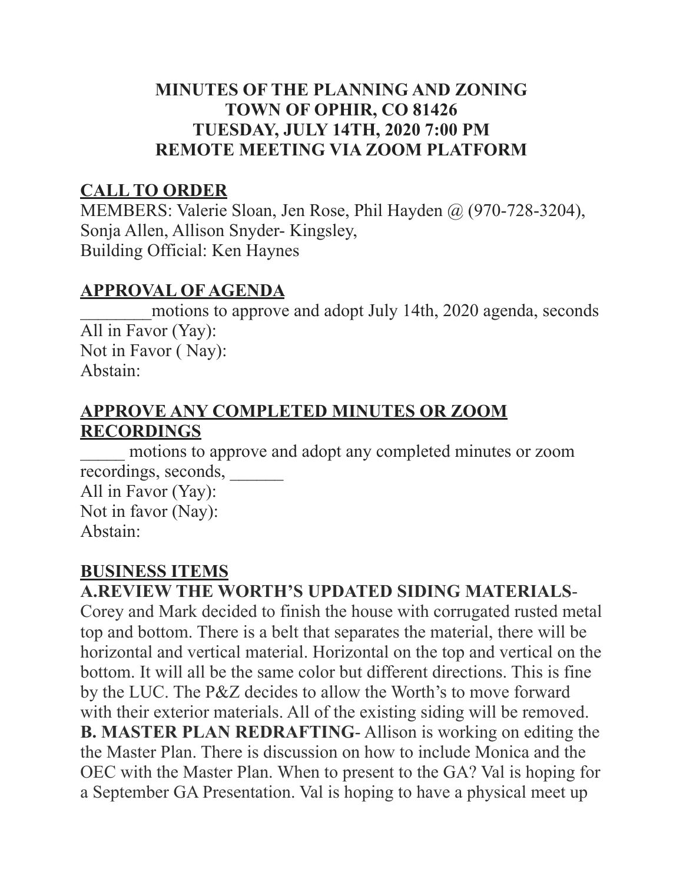# MINUTES OF THE PLANNING AND ZONING
# TOWN OF OPHIR, CO 81426
# TUESDAY, JULY 14TH, 2020 7:00 PM
# REMOTE MEETING VIA ZOOM PLATFORM

## CALL TO ORDER

MEMBERS: Valerie Sloan, Jen Rose, Phil Hayden @ (970-728-3204), Sonja Allen, Allison Snyder- Kingsley,
Building Official: Ken Haynes

## APPROVAL OF AGENDA

________motions to approve and adopt July 14th, 2020 agenda, seconds
All in Favor (Yay):
Not in Favor ( Nay):
Abstain:

## APPROVE ANY COMPLETED MINUTES OR ZOOM RECORDINGS

_____ motions to approve and adopt any completed minutes or zoom recordings, seconds, ______
All in Favor (Yay):
Not in favor (Nay):
Abstain:

## BUSINESS ITEMS

**A.REVIEW THE WORTH'S UPDATED SIDING MATERIALS**- Corey and Mark decided to finish the house with corrugated rusted metal top and bottom. There is a belt that separates the material, there will be horizontal and vertical material. Horizontal on the top and vertical on the bottom. It will all be the same color but different directions. This is fine by the LUC. The P&Z decides to allow the Worth's to move forward with their exterior materials. All of the existing siding will be removed.

**B. MASTER PLAN REDRAFTING**- Allison is working on editing the the Master Plan. There is discussion on how to include Monica and the OEC with the Master Plan. When to present to the GA? Val is hoping for a September GA Presentation. Val is hoping to have a physical meet up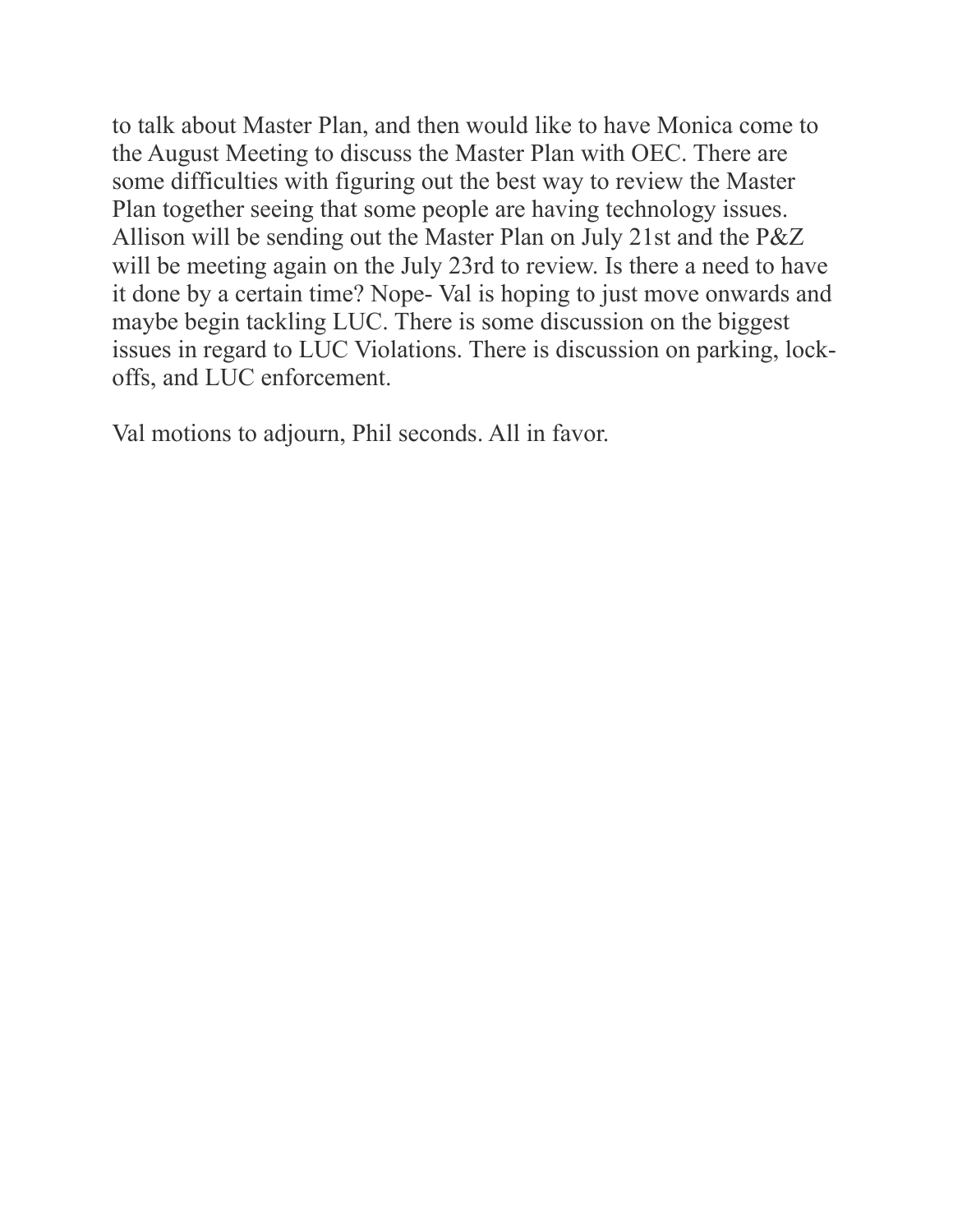to talk about Master Plan, and then would like to have Monica come to the August Meeting to discuss the Master Plan with OEC. There are some difficulties with figuring out the best way to review the Master Plan together seeing that some people are having technology issues. Allison will be sending out the Master Plan on July 21st and the P&Z will be meeting again on the July 23rd to review. Is there a need to have it done by a certain time? Nope- Val is hoping to just move onwards and maybe begin tackling LUC. There is some discussion on the biggest issues in regard to LUC Violations. There is discussion on parking, lock-offs, and LUC enforcement.

Val motions to adjourn, Phil seconds. All in favor.